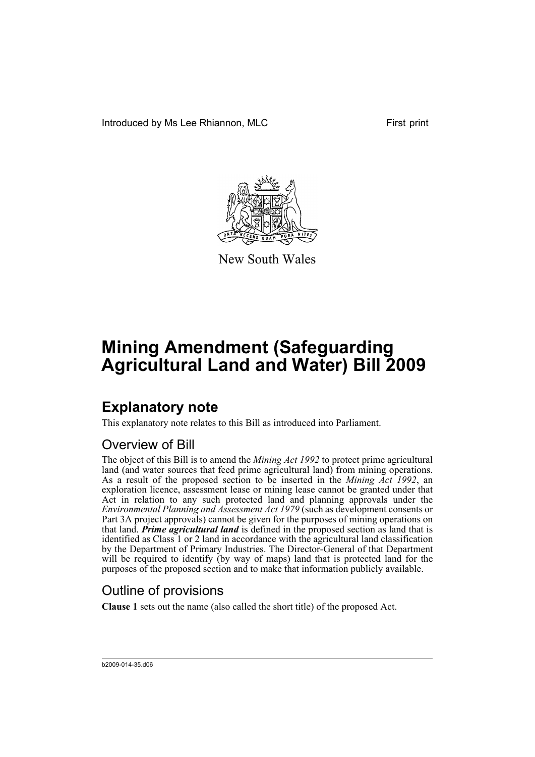Introduced by Ms Lee Rhiannon, MLC First print

New South Wales

# Mining Amendment (Safeguarding Agricultural Land and Water) Bill 2009

## Explanatory note

This explanatory note relates to this Bill as introduced into Parliament.

### Overview of Bill

The object of this Bill is to amend the *Mining Act 1992* to protect prime agricultural land (and water sources that feed prime agricultural land) from mining operations. As a result of the proposed section to be inserted in the *Mining Act 1992*, an exploration licence, assessment lease or mining lease cannot be granted under that Act in relation to any such protected land and planning approvals under the *Environmental Planning and Assessment Act 1979* (such as development consents or Part 3A project approvals) cannot be given for the purposes of mining operations on that land. ***Prime agricultural land*** is defined in the proposed section as land that is identified as Class 1 or 2 land in accordance with the agricultural land classification by the Department of Primary Industries. The Director-General of that Department will be required to identify (by way of maps) land that is protected land for the purposes of the proposed section and to make that information publicly available.

### Outline of provisions

**Clause 1** sets out the name (also called the short title) of the proposed Act.

b2009-014-35.d06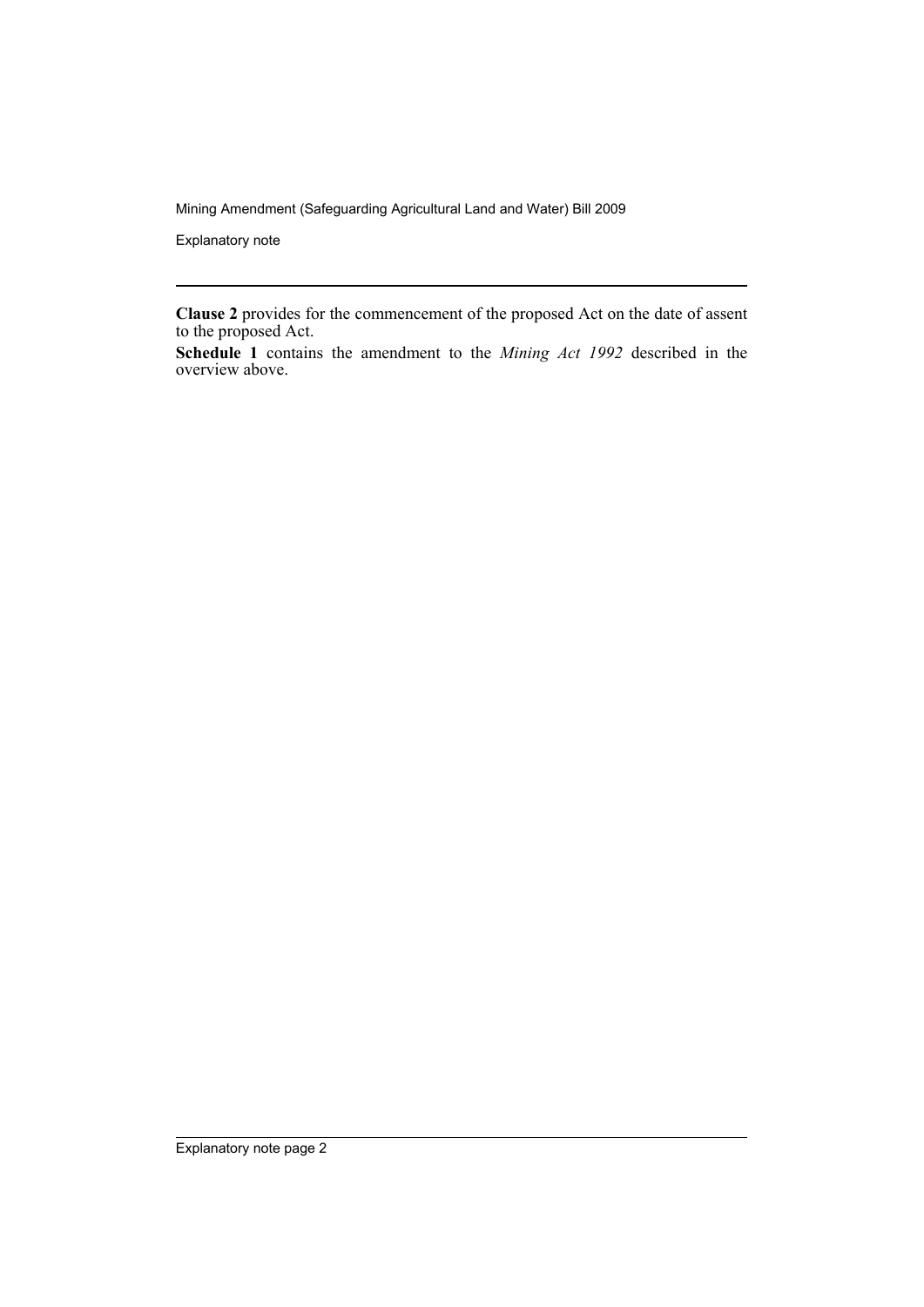**Clause 2** provides for the commencement of the proposed Act on the date of assent to the proposed Act.

**Schedule 1** contains the amendment to the *Mining Act 1992* described in the overview above.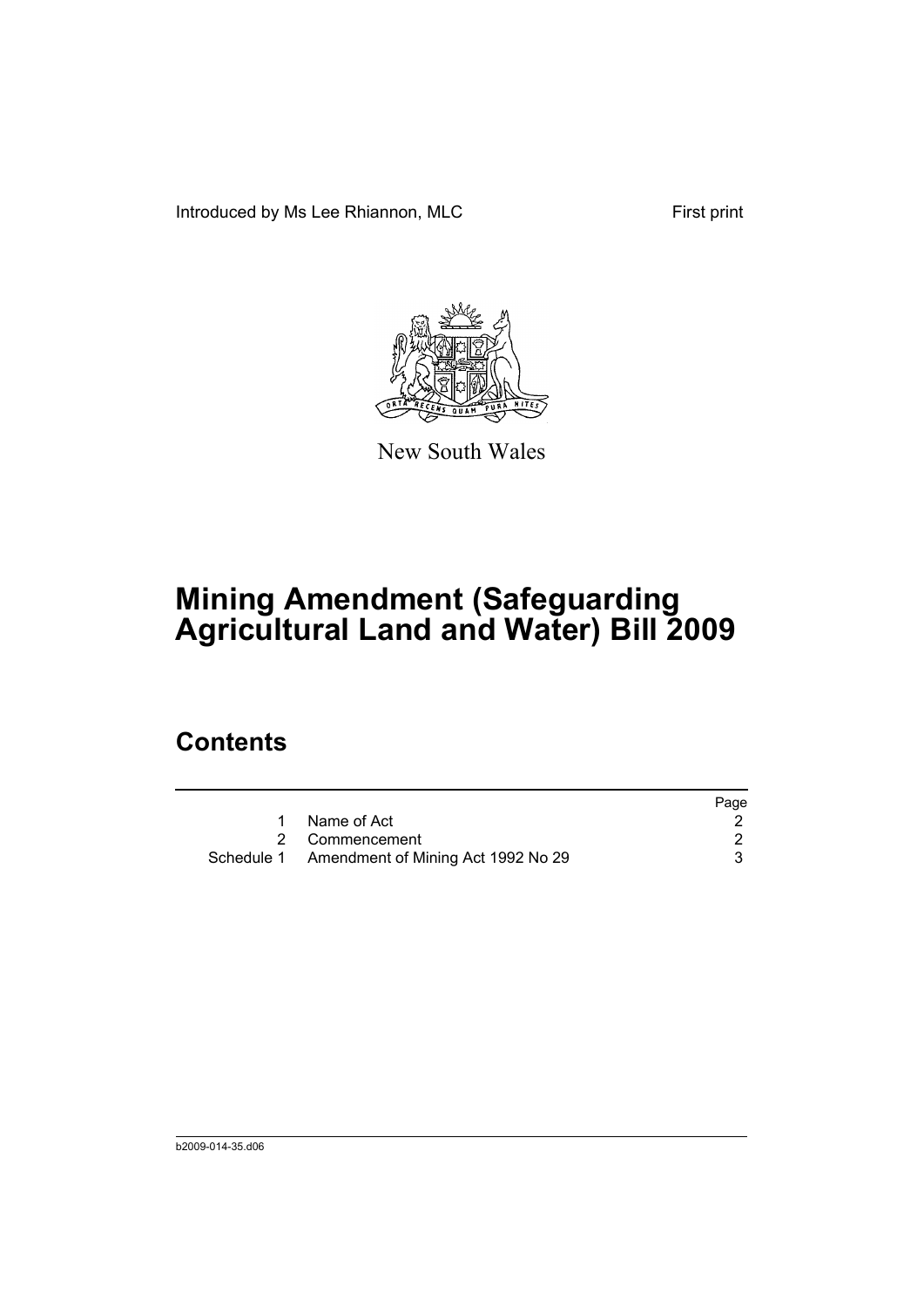Introduced by Ms Lee Rhiannon, MLC

First print

New South Wales

# Mining Amendment (Safeguarding Agricultural Land and Water) Bill 2009

## Contents

| | | Page |
|---|---|---|
| 1 | Name of Act | 2 |
| 2 | Commencement | 2 |
| Schedule 1 | Amendment of Mining Act 1992 No 29 | 3 |

b2009-014-35.d06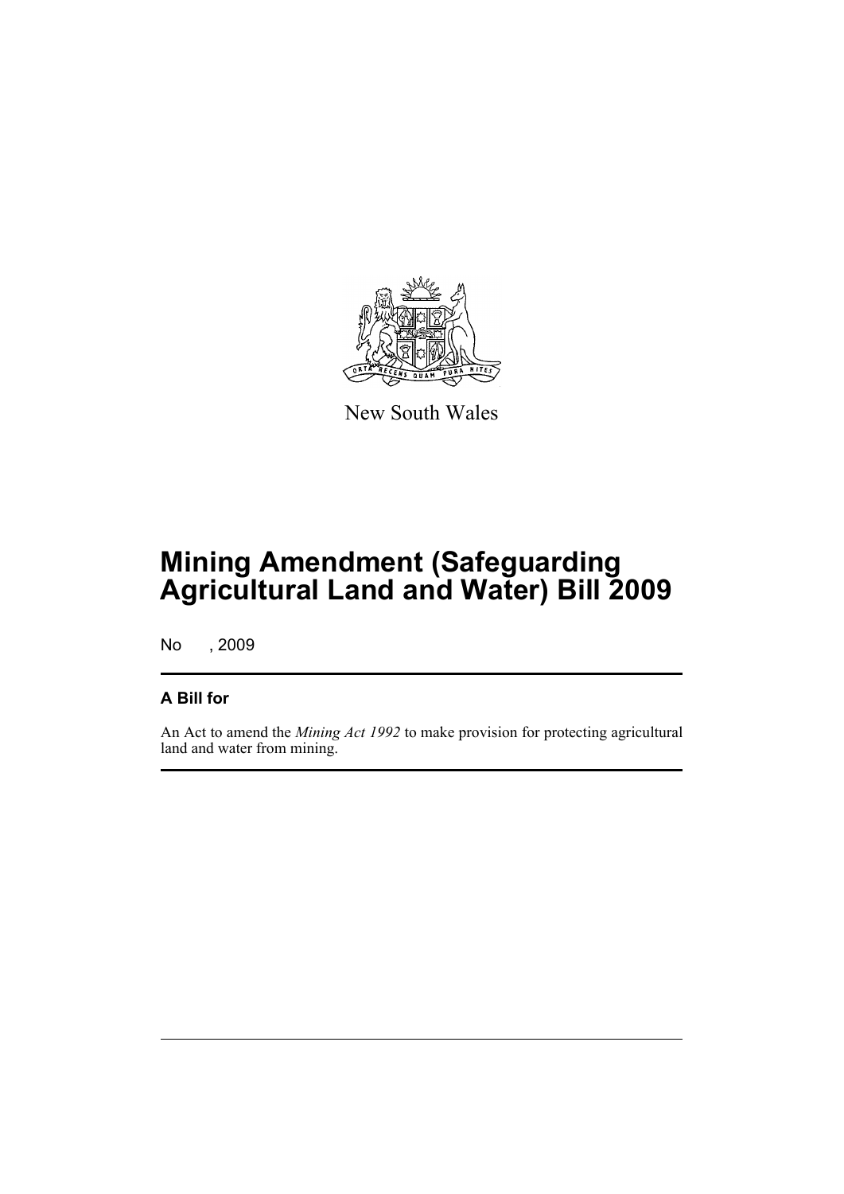New South Wales

# Mining Amendment (Safeguarding Agricultural Land and Water) Bill 2009

No , 2009

## A Bill for

An Act to amend the *Mining Act 1992* to make provision for protecting agricultural land and water from mining.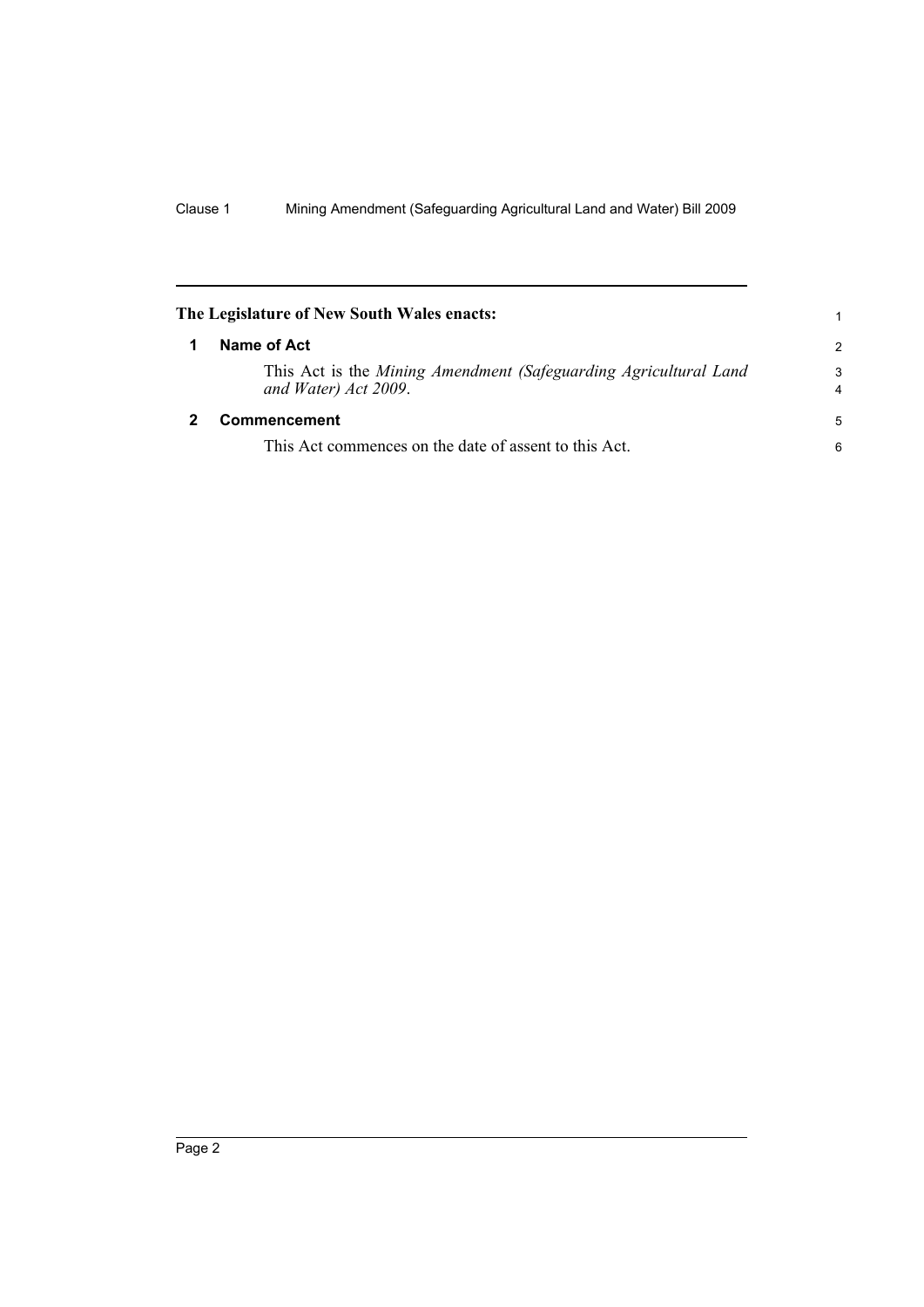**The Legislature of New South Wales enacts:**

## 1 Name of Act

This Act is the *Mining Amendment (Safeguarding Agricultural Land and Water) Act 2009*.

## 2 Commencement

This Act commences on the date of assent to this Act.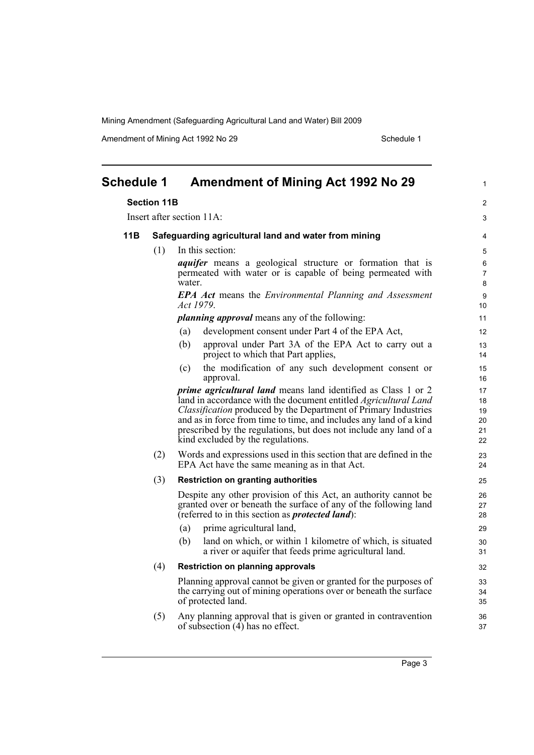# Schedule 1 Amendment of Mining Act 1992 No 29

**Section 11B**

Insert after section 11A:

### 11B Safeguarding agricultural land and water from mining

(1) In this section:

***aquifer*** means a geological structure or formation that is permeated with water or is capable of being permeated with water.

***EPA Act*** means the *Environmental Planning and Assessment Act 1979*.

***planning approval*** means any of the following:

(a) development consent under Part 4 of the EPA Act,

(b) approval under Part 3A of the EPA Act to carry out a project to which that Part applies,

(c) the modification of any such development consent or approval.

***prime agricultural land*** means land identified as Class 1 or 2 land in accordance with the document entitled *Agricultural Land Classification* produced by the Department of Primary Industries and as in force from time to time, and includes any land of a kind prescribed by the regulations, but does not include any land of a kind excluded by the regulations.

(2) Words and expressions used in this section that are defined in the EPA Act have the same meaning as in that Act.

(3) **Restriction on granting authorities**

Despite any other provision of this Act, an authority cannot be granted over or beneath the surface of any of the following land (referred to in this section as ***protected land***):

(a) prime agricultural land,

(b) land on which, or within 1 kilometre of which, is situated a river or aquifer that feeds prime agricultural land.

(4) **Restriction on planning approvals**

Planning approval cannot be given or granted for the purposes of the carrying out of mining operations over or beneath the surface of protected land.

(5) Any planning approval that is given or granted in contravention of subsection (4) has no effect.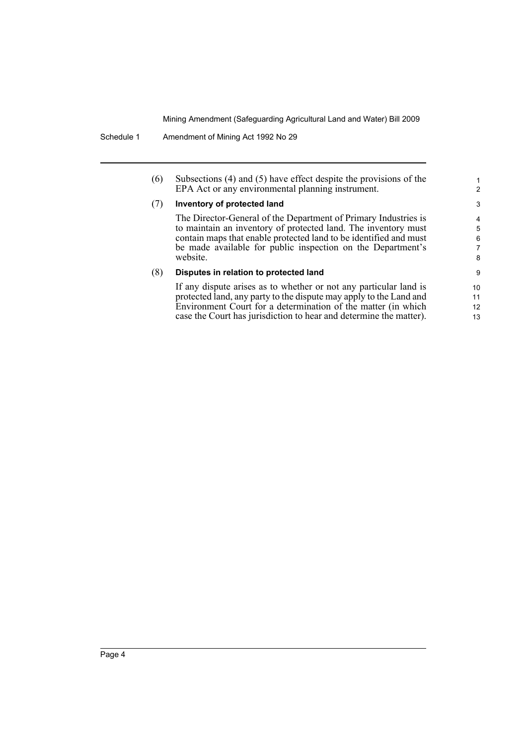(6) Subsections (4) and (5) have effect despite the provisions of the EPA Act or any environmental planning instrument.

(7) **Inventory of protected land**

The Director-General of the Department of Primary Industries is to maintain an inventory of protected land. The inventory must contain maps that enable protected land to be identified and must be made available for public inspection on the Department's website.

(8) **Disputes in relation to protected land**

If any dispute arises as to whether or not any particular land is protected land, any party to the dispute may apply to the Land and Environment Court for a determination of the matter (in which case the Court has jurisdiction to hear and determine the matter).